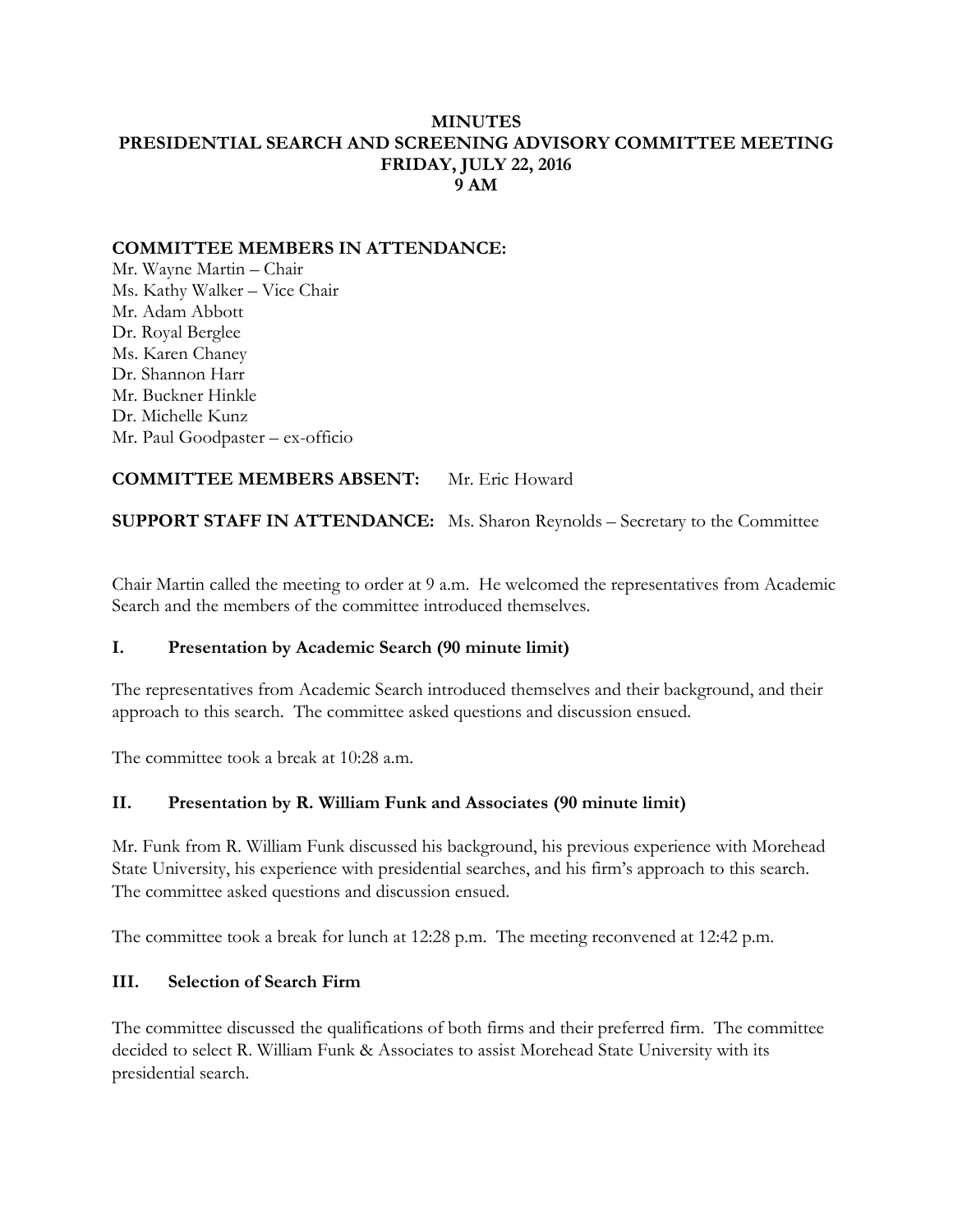# MINUTES
# PRESIDENTIAL SEARCH AND SCREENING ADVISORY COMMITTEE MEETING
# FRIDAY, JULY 22, 2016
# 9 AM

**COMMITTEE MEMBERS IN ATTENDANCE:**

Mr. Wayne Martin – Chair
Ms. Kathy Walker – Vice Chair
Mr. Adam Abbott
Dr. Royal Berglee
Ms. Karen Chaney
Dr. Shannon Harr
Mr. Buckner Hinkle
Dr. Michelle Kunz
Mr. Paul Goodpaster – ex-officio

**COMMITTEE MEMBERS ABSENT:** Mr. Eric Howard

**SUPPORT STAFF IN ATTENDANCE:** Ms. Sharon Reynolds – Secretary to the Committee

Chair Martin called the meeting to order at 9 a.m. He welcomed the representatives from Academic Search and the members of the committee introduced themselves.

## I. Presentation by Academic Search (90 minute limit)

The representatives from Academic Search introduced themselves and their background, and their approach to this search. The committee asked questions and discussion ensued.

The committee took a break at 10:28 a.m.

## II. Presentation by R. William Funk and Associates (90 minute limit)

Mr. Funk from R. William Funk discussed his background, his previous experience with Morehead State University, his experience with presidential searches, and his firm's approach to this search. The committee asked questions and discussion ensued.

The committee took a break for lunch at 12:28 p.m. The meeting reconvened at 12:42 p.m.

## III. Selection of Search Firm

The committee discussed the qualifications of both firms and their preferred firm. The committee decided to select R. William Funk & Associates to assist Morehead State University with its presidential search.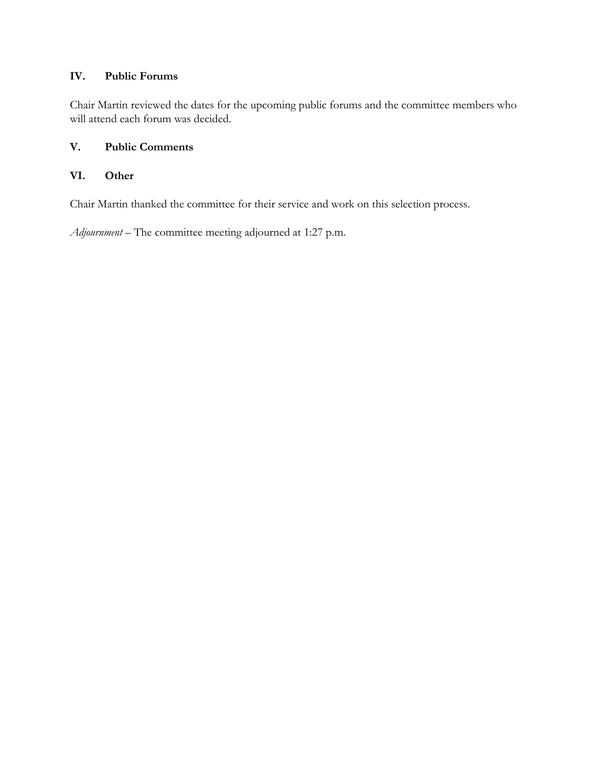## IV. Public Forums

Chair Martin reviewed the dates for the upcoming public forums and the committee members who will attend each forum was decided.

## V. Public Comments

## VI. Other

Chair Martin thanked the committee for their service and work on this selection process.

*Adjournment* – The committee meeting adjourned at 1:27 p.m.